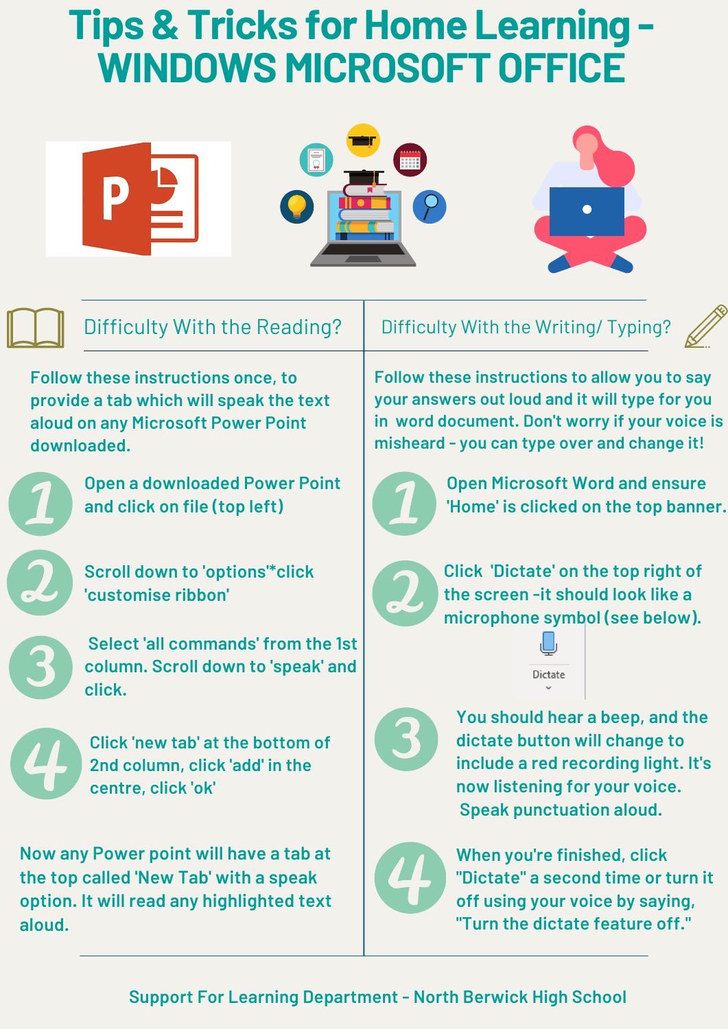# Tips & Tricks for Home Learning - WINDOWS MICROSOFT OFFICE

## Difficulty With the Reading?

Follow these instructions once, to provide a tab which will speak the text aloud on any Microsoft Power Point downloaded.

1. Open a downloaded Power Point and click on file (top left)
2. Scroll down to 'options'*click 'customise ribbon'
3. Select 'all commands' from the 1st column. Scroll down to 'speak' and click.
4. Click 'new tab' at the bottom of 2nd column, click 'add' in the centre, click 'ok'

Now any Power point will have a tab at the top called 'New Tab' with a speak option. It will read any highlighted text aloud.

## Difficulty With the Writing/ Typing?

Follow these instructions to allow you to say your answers out loud and it will type for you in word document. Don't worry if your voice is misheard - you can type over and change it!

1. Open Microsoft Word and ensure 'Home' is clicked on the top banner.
2. Click 'Dictate' on the top right of the screen -it should look like a microphone symbol (see below).

   Dictate

3. You should hear a beep, and the dictate button will change to include a red recording light. It's now listening for your voice. Speak punctuation aloud.
4. When you're finished, click "Dictate" a second time or turn it off using your voice by saying, "Turn the dictate feature off."

Support For Learning Department - North Berwick High School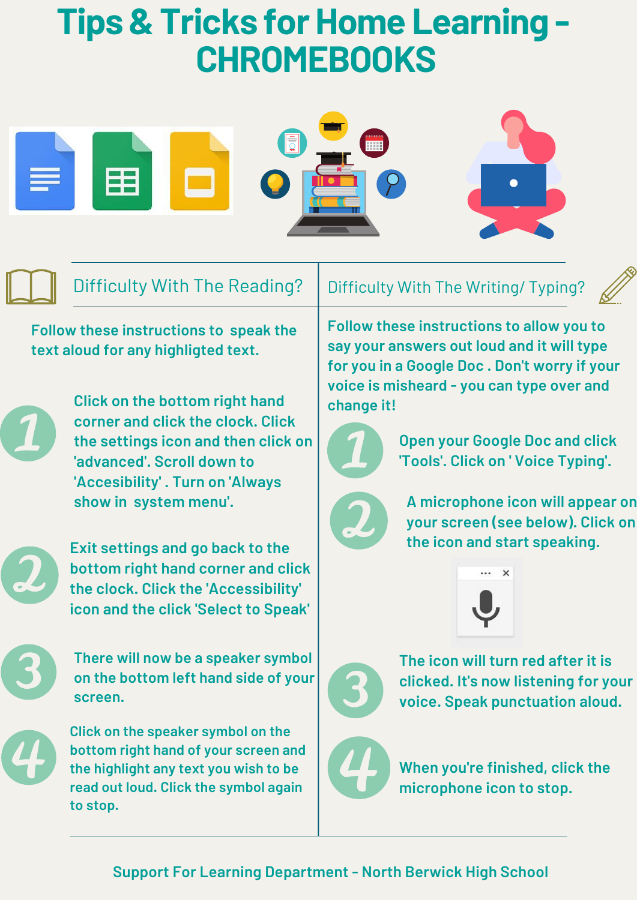# Tips & Tricks for Home Learning - CHROMEBOOKS

## Difficulty With The Reading?

Follow these instructions to speak the text aloud for any highligted text.

1. Click on the bottom right hand corner and click the clock. Click the settings icon and then click on 'advanced'. Scroll down to 'Accesibility' . Turn on 'Always show in system menu'.
2. Exit settings and go back to the bottom right hand corner and click the clock. Click the 'Accessibility' icon and the click 'Select to Speak'
3. There will now be a speaker symbol on the bottom left hand side of your screen.
4. Click on the speaker symbol on the bottom right hand of your screen and the highlight any text you wish to be read out loud. Click the symbol again to stop.

## Difficulty With The Writing/ Typing?

Follow these instructions to allow you to say your answers out loud and it will type for you in a Google Doc . Don't worry if your voice is misheard - you can type over and change it!

1. Open your Google Doc and click 'Tools'. Click on ' Voice Typing'.
2. A microphone icon will appear on your screen (see below). Click on the icon and start speaking.
3. The icon will turn red after it is clicked. It's now listening for your voice. Speak punctuation aloud.
4. When you're finished, click the microphone icon to stop.

Support For Learning Department - North Berwick High School